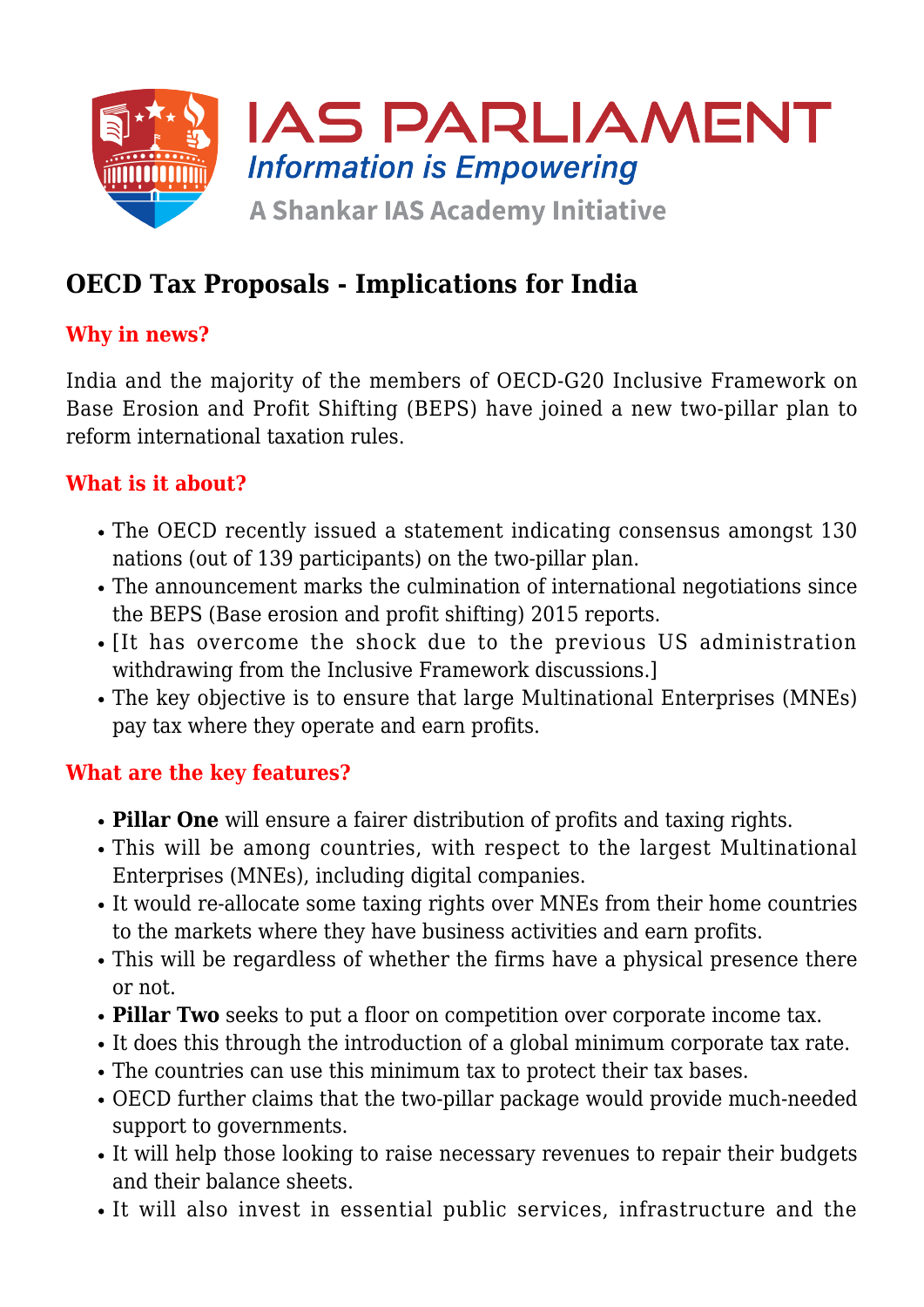# OECD Tax Proposals - Implications for India

## Why in news?

India and the majority of the members of OECD-G20 Inclusive Framework on Base Erosion and Profit Shifting (BEPS) have joined a new two-pillar plan to reform international taxation rules.

## What is it about?

- The OECD recently issued a statement indicating consensus amongst 130 nations (out of 139 participants) on the two-pillar plan.
- The announcement marks the culmination of international negotiations since the BEPS (Base erosion and profit shifting) 2015 reports.
- [It has overcome the shock due to the previous US administration withdrawing from the Inclusive Framework discussions.]
- The key objective is to ensure that large Multinational Enterprises (MNEs) pay tax where they operate and earn profits.

## What are the key features?

- **Pillar One** will ensure a fairer distribution of profits and taxing rights.
- This will be among countries, with respect to the largest Multinational Enterprises (MNEs), including digital companies.
- It would re-allocate some taxing rights over MNEs from their home countries to the markets where they have business activities and earn profits.
- This will be regardless of whether the firms have a physical presence there or not.
- **Pillar Two** seeks to put a floor on competition over corporate income tax.
- It does this through the introduction of a global minimum corporate tax rate.
- The countries can use this minimum tax to protect their tax bases.
- OECD further claims that the two-pillar package would provide much-needed support to governments.
- It will help those looking to raise necessary revenues to repair their budgets and their balance sheets.
- It will also invest in essential public services, infrastructure and the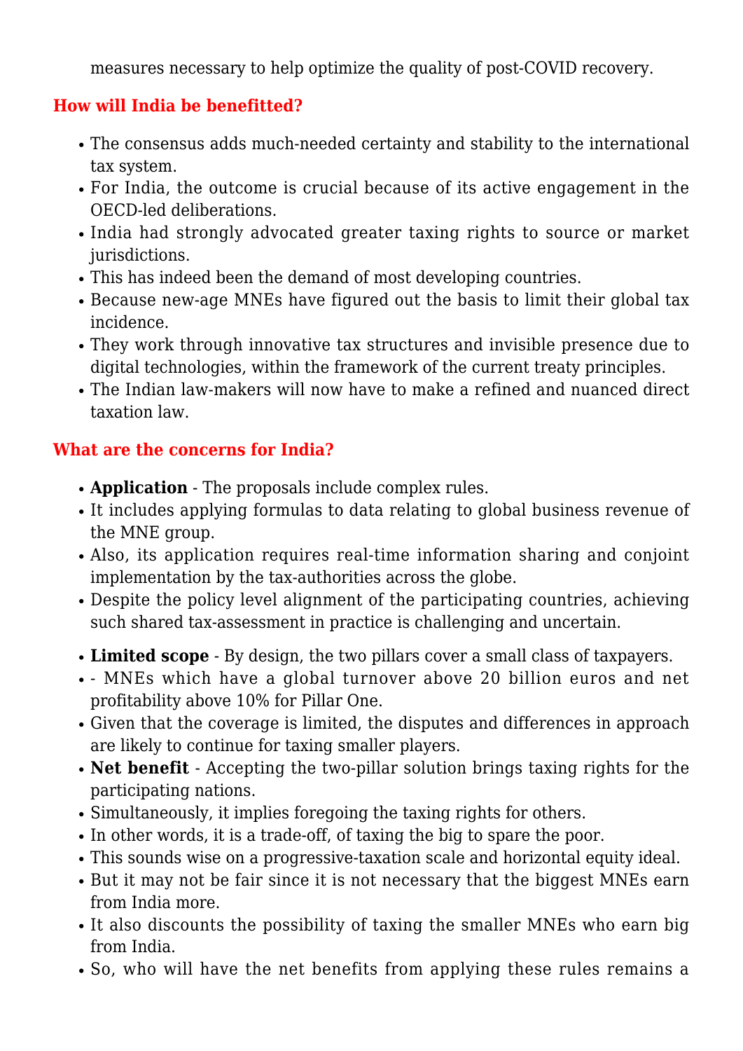measures necessary to help optimize the quality of post-COVID recovery.

## How will India be benefitted?

- The consensus adds much-needed certainty and stability to the international tax system.
- For India, the outcome is crucial because of its active engagement in the OECD-led deliberations.
- India had strongly advocated greater taxing rights to source or market jurisdictions.
- This has indeed been the demand of most developing countries.
- Because new-age MNEs have figured out the basis to limit their global tax incidence.
- They work through innovative tax structures and invisible presence due to digital technologies, within the framework of the current treaty principles.
- The Indian law-makers will now have to make a refined and nuanced direct taxation law.

## What are the concerns for India?

- **Application** - The proposals include complex rules.
- It includes applying formulas to data relating to global business revenue of the MNE group.
- Also, its application requires real-time information sharing and conjoint implementation by the tax-authorities across the globe.
- Despite the policy level alignment of the participating countries, achieving such shared tax-assessment in practice is challenging and uncertain.

- **Limited scope** - By design, the two pillars cover a small class of taxpayers.
- - MNEs which have a global turnover above 20 billion euros and net profitability above 10% for Pillar One.
- Given that the coverage is limited, the disputes and differences in approach are likely to continue for taxing smaller players.
- **Net benefit** - Accepting the two-pillar solution brings taxing rights for the participating nations.
- Simultaneously, it implies foregoing the taxing rights for others.
- In other words, it is a trade-off, of taxing the big to spare the poor.
- This sounds wise on a progressive-taxation scale and horizontal equity ideal.
- But it may not be fair since it is not necessary that the biggest MNEs earn from India more.
- It also discounts the possibility of taxing the smaller MNEs who earn big from India.
- So, who will have the net benefits from applying these rules remains a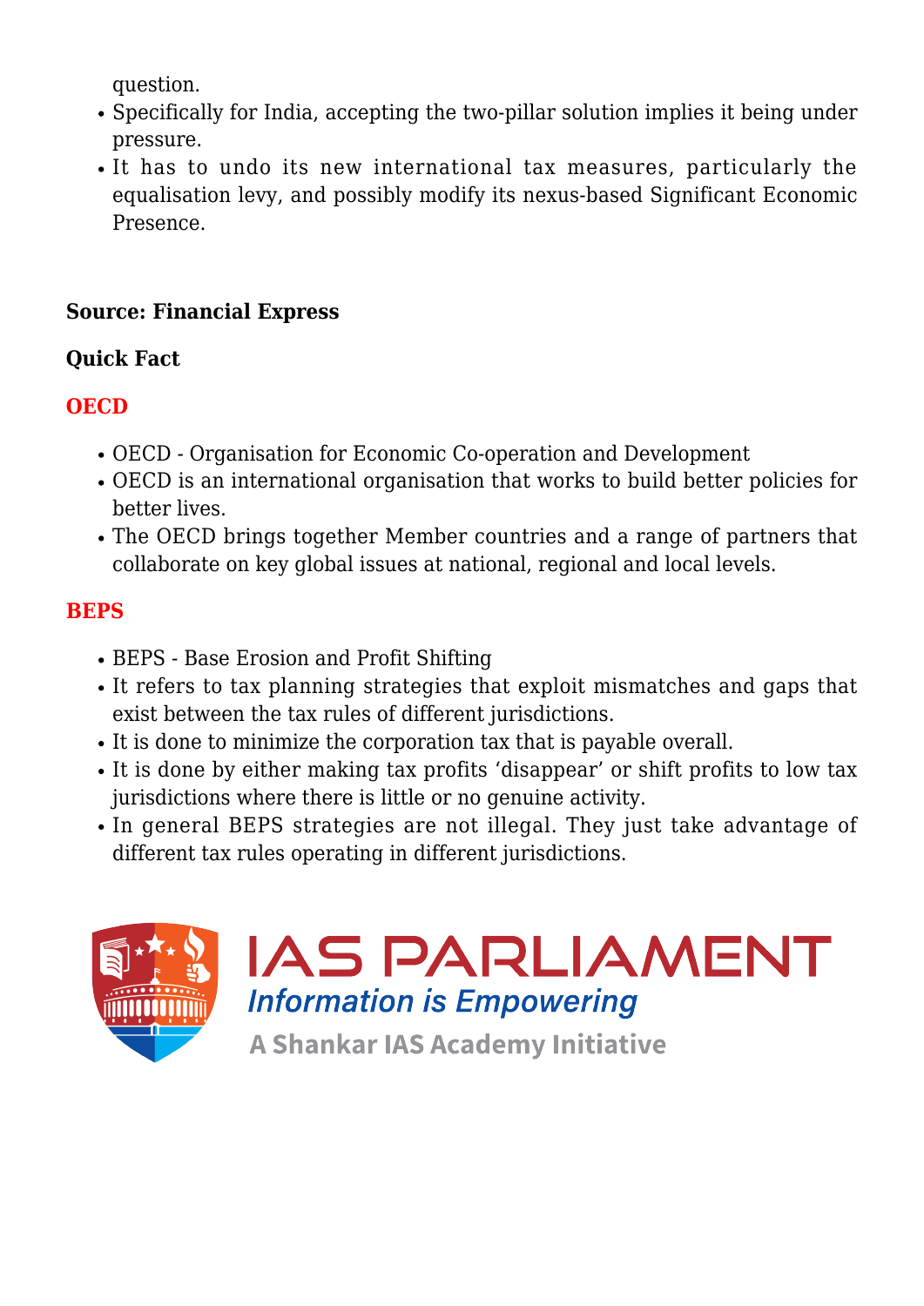question.

- Specifically for India, accepting the two-pillar solution implies it being under pressure.
- It has to undo its new international tax measures, particularly the equalisation levy, and possibly modify its nexus-based Significant Economic Presence.

**Source: Financial Express**

**Quick Fact**

**OECD**

- OECD - Organisation for Economic Co-operation and Development
- OECD is an international organisation that works to build better policies for better lives.
- The OECD brings together Member countries and a range of partners that collaborate on key global issues at national, regional and local levels.

**BEPS**

- BEPS - Base Erosion and Profit Shifting
- It refers to tax planning strategies that exploit mismatches and gaps that exist between the tax rules of different jurisdictions.
- It is done to minimize the corporation tax that is payable overall.
- It is done by either making tax profits 'disappear' or shift profits to low tax jurisdictions where there is little or no genuine activity.
- In general BEPS strategies are not illegal. They just take advantage of different tax rules operating in different jurisdictions.